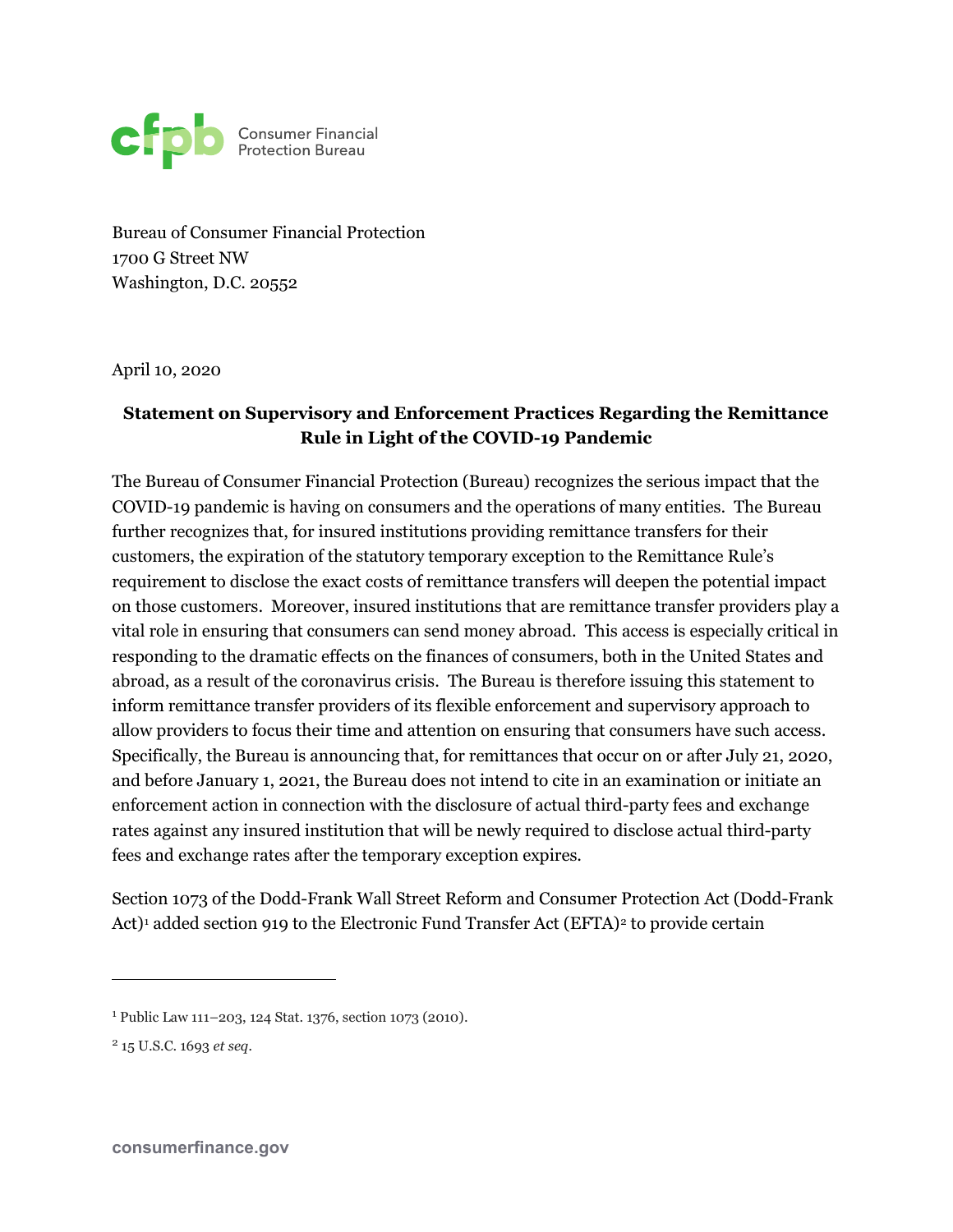Bureau of Consumer Financial Protection
1700 G Street NW
Washington, D.C. 20552

April 10, 2020

**Statement on Supervisory and Enforcement Practices Regarding the Remittance Rule in Light of the COVID-19 Pandemic**

The Bureau of Consumer Financial Protection (Bureau) recognizes the serious impact that the COVID-19 pandemic is having on consumers and the operations of many entities. The Bureau further recognizes that, for insured institutions providing remittance transfers for their customers, the expiration of the statutory temporary exception to the Remittance Rule's requirement to disclose the exact costs of remittance transfers will deepen the potential impact on those customers. Moreover, insured institutions that are remittance transfer providers play a vital role in ensuring that consumers can send money abroad. This access is especially critical in responding to the dramatic effects on the finances of consumers, both in the United States and abroad, as a result of the coronavirus crisis. The Bureau is therefore issuing this statement to inform remittance transfer providers of its flexible enforcement and supervisory approach to allow providers to focus their time and attention on ensuring that consumers have such access. Specifically, the Bureau is announcing that, for remittances that occur on or after July 21, 2020, and before January 1, 2021, the Bureau does not intend to cite in an examination or initiate an enforcement action in connection with the disclosure of actual third-party fees and exchange rates against any insured institution that will be newly required to disclose actual third-party fees and exchange rates after the temporary exception expires.

Section 1073 of the Dodd-Frank Wall Street Reform and Consumer Protection Act (Dodd-Frank Act)[1] added section 919 to the Electronic Fund Transfer Act (EFTA)[2] to provide certain

---

[1] Public Law 111–203, 124 Stat. 1376, section 1073 (2010).

[2] 15 U.S.C. 1693 *et seq*.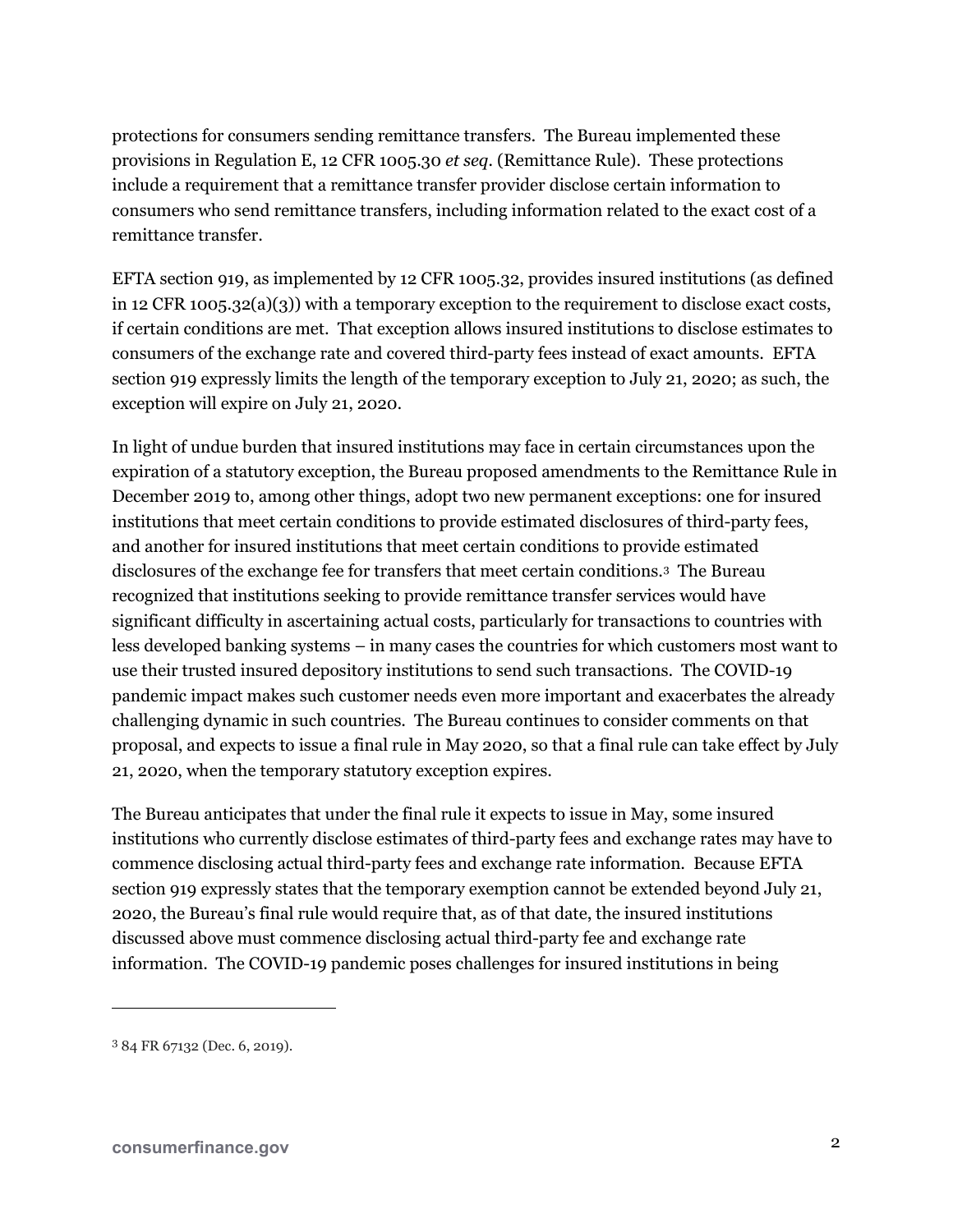protections for consumers sending remittance transfers. The Bureau implemented these provisions in Regulation E, 12 CFR 1005.30 *et seq*. (Remittance Rule). These protections include a requirement that a remittance transfer provider disclose certain information to consumers who send remittance transfers, including information related to the exact cost of a remittance transfer.

EFTA section 919, as implemented by 12 CFR 1005.32, provides insured institutions (as defined in 12 CFR 1005.32(a)(3)) with a temporary exception to the requirement to disclose exact costs, if certain conditions are met. That exception allows insured institutions to disclose estimates to consumers of the exchange rate and covered third-party fees instead of exact amounts. EFTA section 919 expressly limits the length of the temporary exception to July 21, 2020; as such, the exception will expire on July 21, 2020.

In light of undue burden that insured institutions may face in certain circumstances upon the expiration of a statutory exception, the Bureau proposed amendments to the Remittance Rule in December 2019 to, among other things, adopt two new permanent exceptions: one for insured institutions that meet certain conditions to provide estimated disclosures of third-party fees, and another for insured institutions that meet certain conditions to provide estimated disclosures of the exchange fee for transfers that meet certain conditions.[3] The Bureau recognized that institutions seeking to provide remittance transfer services would have significant difficulty in ascertaining actual costs, particularly for transactions to countries with less developed banking systems – in many cases the countries for which customers most want to use their trusted insured depository institutions to send such transactions. The COVID-19 pandemic impact makes such customer needs even more important and exacerbates the already challenging dynamic in such countries. The Bureau continues to consider comments on that proposal, and expects to issue a final rule in May 2020, so that a final rule can take effect by July 21, 2020, when the temporary statutory exception expires.

The Bureau anticipates that under the final rule it expects to issue in May, some insured institutions who currently disclose estimates of third-party fees and exchange rates may have to commence disclosing actual third-party fees and exchange rate information. Because EFTA section 919 expressly states that the temporary exemption cannot be extended beyond July 21, 2020, the Bureau's final rule would require that, as of that date, the insured institutions discussed above must commence disclosing actual third-party fee and exchange rate information. The COVID-19 pandemic poses challenges for insured institutions in being

---

[3] 84 FR 67132 (Dec. 6, 2019).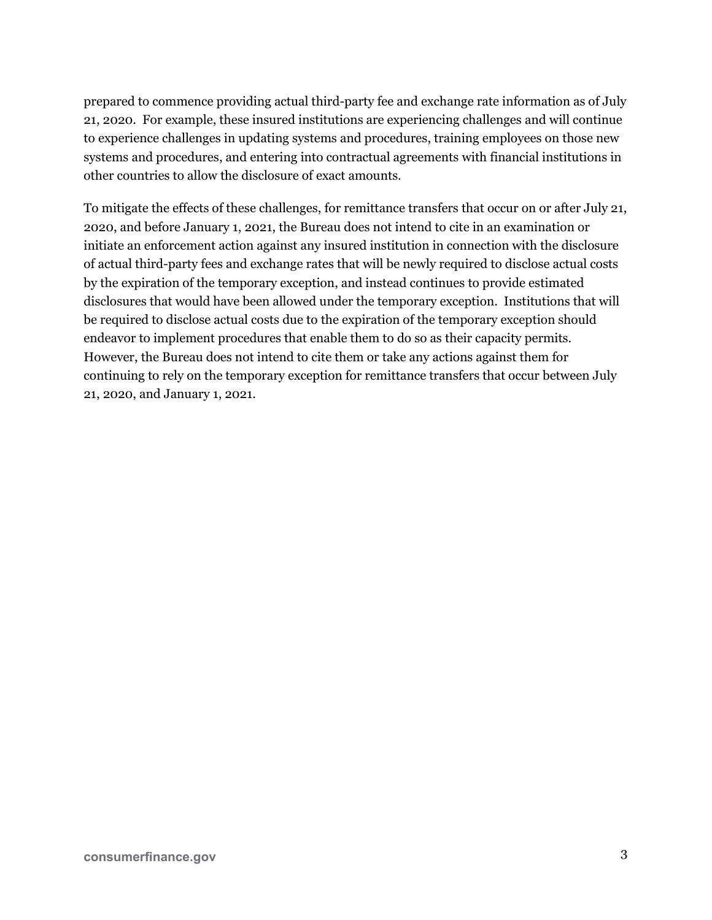prepared to commence providing actual third-party fee and exchange rate information as of July 21, 2020. For example, these insured institutions are experiencing challenges and will continue to experience challenges in updating systems and procedures, training employees on those new systems and procedures, and entering into contractual agreements with financial institutions in other countries to allow the disclosure of exact amounts.

To mitigate the effects of these challenges, for remittance transfers that occur on or after July 21, 2020, and before January 1, 2021, the Bureau does not intend to cite in an examination or initiate an enforcement action against any insured institution in connection with the disclosure of actual third-party fees and exchange rates that will be newly required to disclose actual costs by the expiration of the temporary exception, and instead continues to provide estimated disclosures that would have been allowed under the temporary exception. Institutions that will be required to disclose actual costs due to the expiration of the temporary exception should endeavor to implement procedures that enable them to do so as their capacity permits. However, the Bureau does not intend to cite them or take any actions against them for continuing to rely on the temporary exception for remittance transfers that occur between July 21, 2020, and January 1, 2021.